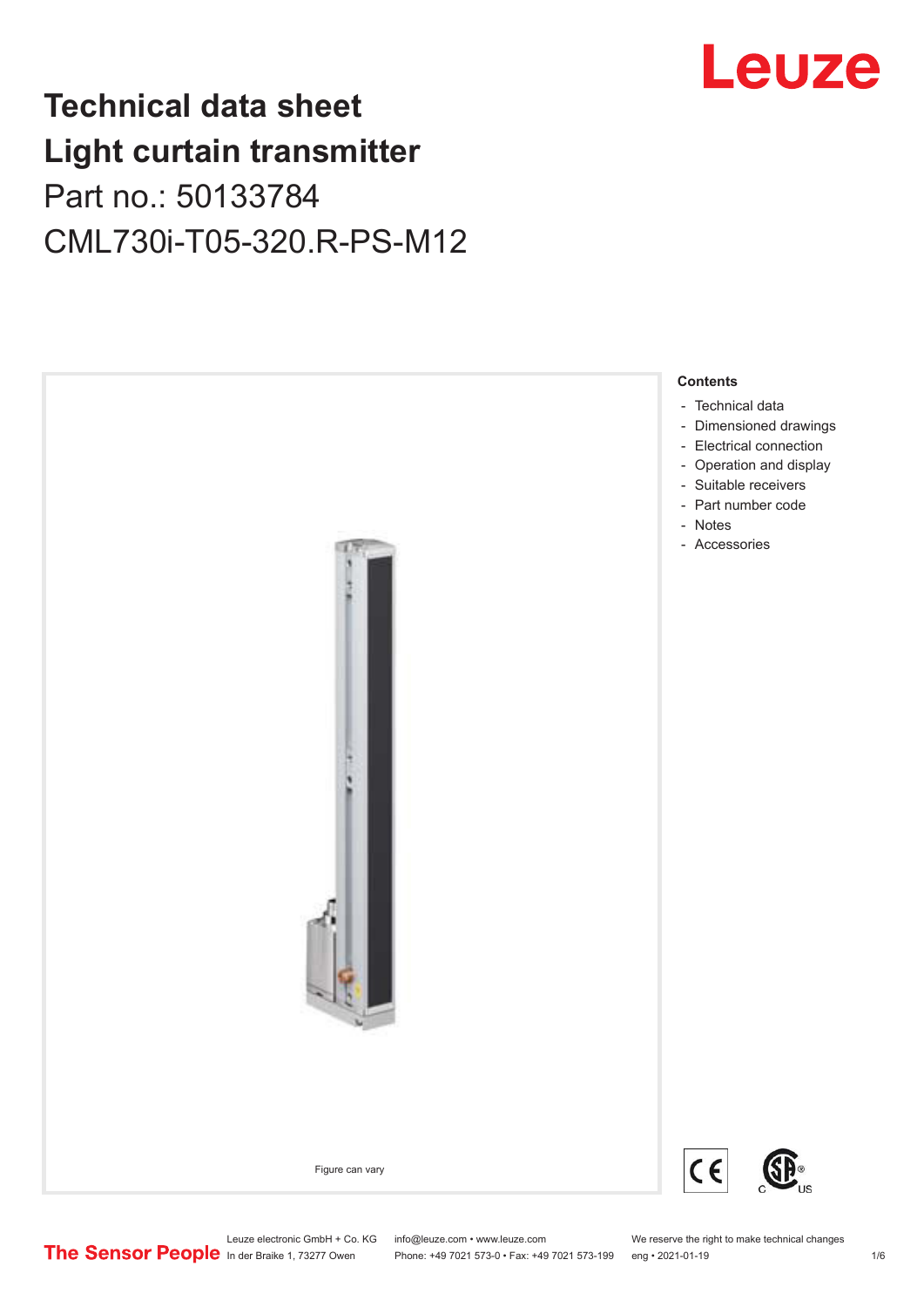# Technical data sheet
# Light curtain transmitter

Part no.: 50133784

CML730i-T05-320.R-PS-M12

Figure can vary

**Contents**

- Technical data
- Dimensioned drawings
- Electrical connection
- Operation and display
- Suitable receivers
- Part number code
- Notes
- Accessories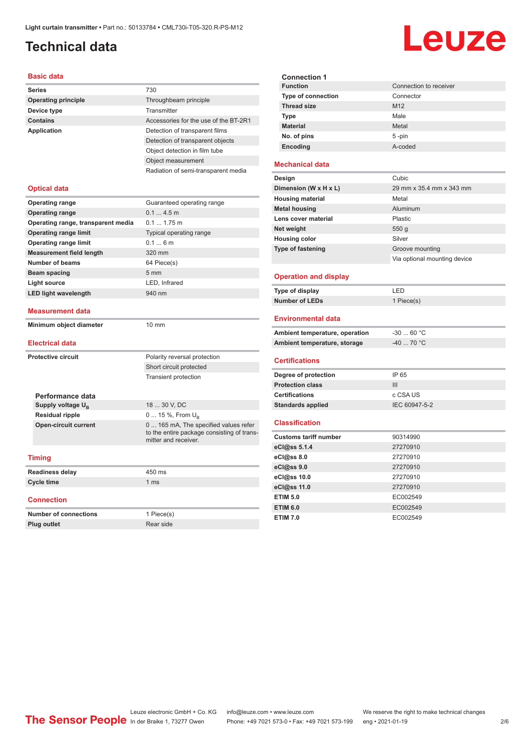# Technical data

## Basic data

| | |
|---|---|
| **Series** | 730 |
| **Operating principle** | Throughbeam principle |
| **Device type** | Transmitter |
| **Contains** | Accessories for the use of the BT-2R1 |
| **Application** | Detection of transparent films |
| | Detection of transparent objects |
| | Object detection in film tube |
| | Object measurement |
| | Radiation of semi-transparent media |

## Optical data

| | |
|---|---|
| **Operating range** | Guaranteed operating range |
| **Operating range** | 0.1 ... 4.5 m |
| **Operating range, transparent media** | 0.1 ... 1.75 m |
| **Operating range limit** | Typical operating range |
| **Operating range limit** | 0.1 ... 6 m |
| **Measurement field length** | 320 mm |
| **Number of beams** | 64 Piece(s) |
| **Beam spacing** | 5 mm |
| **Light source** | LED, Infrared |
| **LED light wavelength** | 940 nm |

## Measurement data

| | |
|---|---|
| **Minimum object diameter** | 10 mm |

## Electrical data

| | |
|---|---|
| **Protective circuit** | Polarity reversal protection |
| | Short circuit protected |
| | Transient protection |

### Performance data

| | |
|---|---|
| **Supply voltage $U_B$** | 18 ... 30 V, DC |
| **Residual ripple** | 0 ... 15 %, From $U_B$ |
| **Open-circuit current** | 0 ... 165 mA, The specified values refer to the entire package consisting of transmitter and receiver. |

## Timing

| | |
|---|---|
| **Readiness delay** | 450 ms |
| **Cycle time** | 1 ms |

## Connection

| | |
|---|---|
| **Number of connections** | 1 Piece(s) |
| **Plug outlet** | Rear side |

### Connection 1

| | |
|---|---|
| **Function** | Connection to receiver |
| **Type of connection** | Connector |
| **Thread size** | M12 |
| **Type** | Male |
| **Material** | Metal |
| **No. of pins** | 5 -pin |
| **Encoding** | A-coded |

## Mechanical data

| | |
|---|---|
| **Design** | Cubic |
| **Dimension (W x H x L)** | 29 mm x 35.4 mm x 343 mm |
| **Housing material** | Metal |
| **Metal housing** | Aluminum |
| **Lens cover material** | Plastic |
| **Net weight** | 550 g |
| **Housing color** | Silver |
| **Type of fastening** | Groove mounting |
| | Via optional mounting device |

## Operation and display

| | |
|---|---|
| **Type of display** | LED |
| **Number of LEDs** | 1 Piece(s) |

## Environmental data

| | |
|---|---|
| **Ambient temperature, operation** | -30 ... 60 °C |
| **Ambient temperature, storage** | -40 ... 70 °C |

## Certifications

| | |
|---|---|
| **Degree of protection** | IP 65 |
| **Protection class** | III |
| **Certifications** | c CSA US |
| **Standards applied** | IEC 60947-5-2 |

## Classification

| | |
|---|---|
| **Customs tariff number** | 90314990 |
| **eCl@ss 5.1.4** | 27270910 |
| **eCl@ss 8.0** | 27270910 |
| **eCl@ss 9.0** | 27270910 |
| **eCl@ss 10.0** | 27270910 |
| **eCl@ss 11.0** | 27270910 |
| **ETIM 5.0** | EC002549 |
| **ETIM 6.0** | EC002549 |
| **ETIM 7.0** | EC002549 |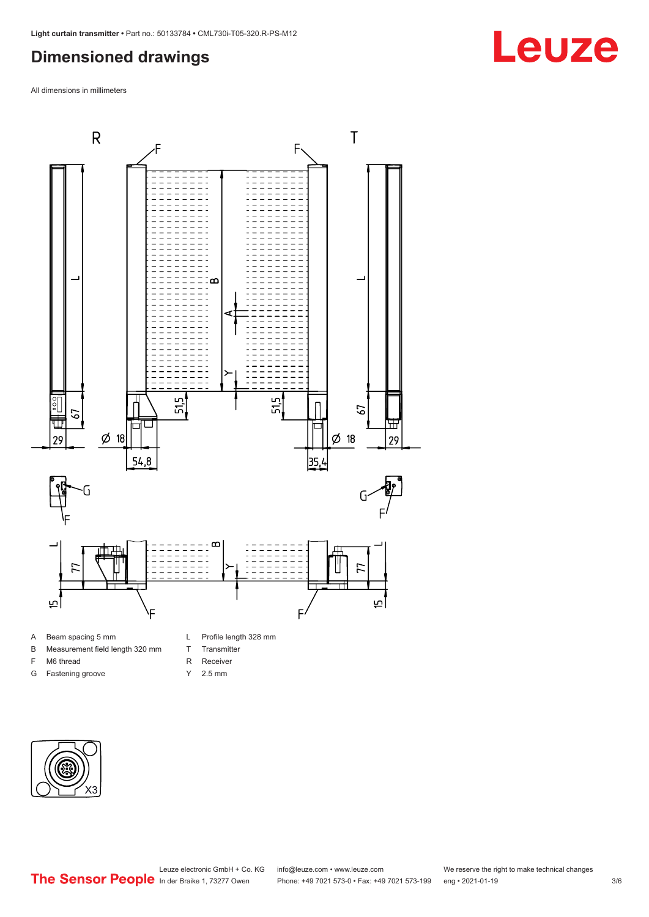## Dimensioned drawings

All dimensions in millimeters

- A Beam spacing 5 mm
- B Measurement field length 320 mm
- F M6 thread
- G Fastening groove
- L Profile length 328 mm
- T Transmitter
- R Receiver
- Y 2.5 mm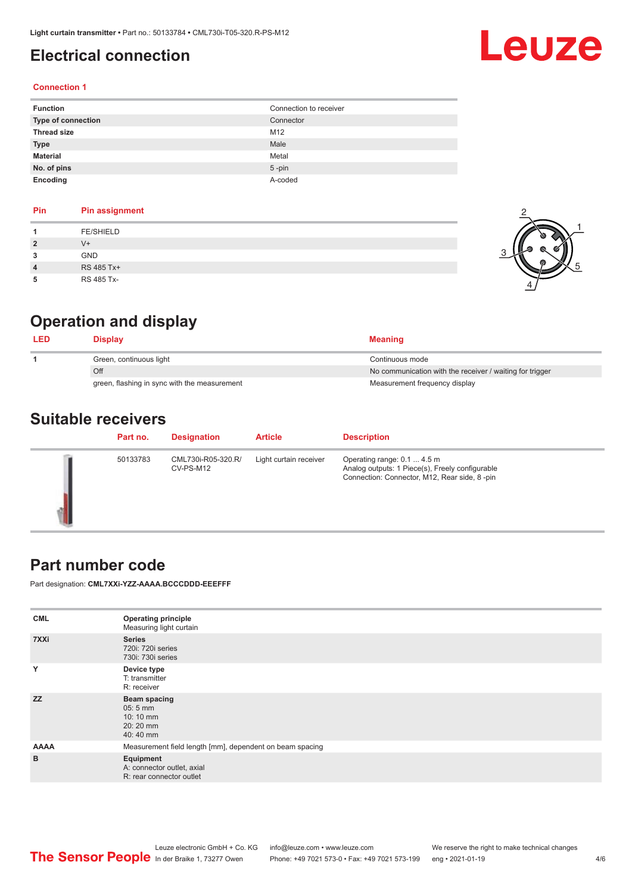# Electrical connection

### Connection 1

| | |
|---|---|
| **Function** | Connection to receiver |
| **Type of connection** | Connector |
| **Thread size** | M12 |
| **Type** | Male |
| **Material** | Metal |
| **No. of pins** | 5 -pin |
| **Encoding** | A-coded |

| Pin | Pin assignment |
|---|---|
| **1** | FE/SHIELD |
| **2** | V+ |
| **3** | GND |
| **4** | RS 485 Tx+ |
| **5** | RS 485 Tx- |

# Operation and display

| LED | Display | Meaning |
|---|---|---|
| **1** | Green, continuous light | Continuous mode |
| | Off | No communication with the receiver / waiting for trigger |
| | green, flashing in sync with the measurement | Measurement frequency display |

# Suitable receivers

| | Part no. | Designation | Article | Description |
|---|---|---|---|---|
| | 50133783 | CML730i-R05-320.R/CV-PS-M12 | Light curtain receiver | Operating range: 0.1 ... 4.5 m<br>Analog outputs: 1 Piece(s), Freely configurable<br>Connection: Connector, M12, Rear side, 8 -pin |

# Part number code

Part designation: **CML7XXi-YZZ-AAAA.BCCCDDD-EEEFFF**

| | |
|---|---|
| **CML** | **Operating principle**<br>Measuring light curtain |
| **7XXi** | **Series**<br>720i: 720i series<br>730i: 730i series |
| **Y** | **Device type**<br>T: transmitter<br>R: receiver |
| **ZZ** | **Beam spacing**<br>05: 5 mm<br>10: 10 mm<br>20: 20 mm<br>40: 40 mm |
| **AAAA** | Measurement field length [mm], dependent on beam spacing |
| **B** | **Equipment**<br>A: connector outlet, axial<br>R: rear connector outlet |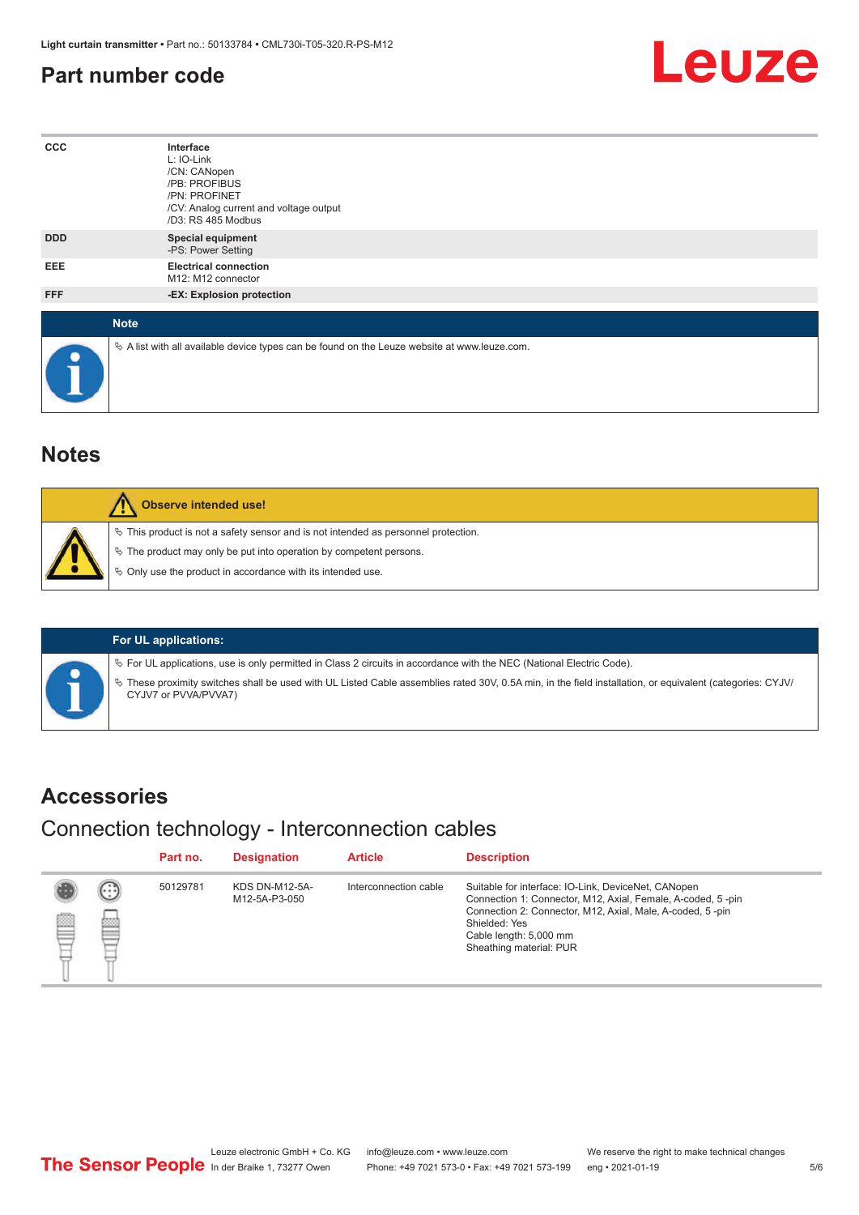## Part number code

| | |
|---|---|
| CCC | **Interface**<br>L: IO-Link<br>/CN: CANopen<br>/PB: PROFIBUS<br>/PN: PROFINET<br>/CV: Analog current and voltage output<br>/D3: RS 485 Modbus |
| DDD | **Special equipment**<br>-PS: Power Setting |
| EEE | **Electrical connection**<br>M12: M12 connector |
| FFF | **-EX: Explosion protection** |

**Note**

- A list with all available device types can be found on the Leuze website at www.leuze.com.

## Notes

**Observe intended use!**

- This product is not a safety sensor and is not intended as personnel protection.
- The product may only be put into operation by competent persons.
- Only use the product in accordance with its intended use.

**For UL applications:**

- For UL applications, use is only permitted in Class 2 circuits in accordance with the NEC (National Electric Code).
- These proximity switches shall be used with UL Listed Cable assemblies rated 30V, 0.5A min, in the field installation, or equivalent (categories: CYJV/CYJV7 or PVVA/PVVA7)

## Accessories

### Connection technology - Interconnection cables

| Part no. | Designation | Article | Description |
|---|---|---|---|
| 50129781 | KDS DN-M12-5A-M12-5A-P3-050 | Interconnection cable | Suitable for interface: IO-Link, DeviceNet, CANopen<br>Connection 1: Connector, M12, Axial, Female, A-coded, 5 -pin<br>Connection 2: Connector, M12, Axial, Male, A-coded, 5 -pin<br>Shielded: Yes<br>Cable length: 5,000 mm<br>Sheathing material: PUR |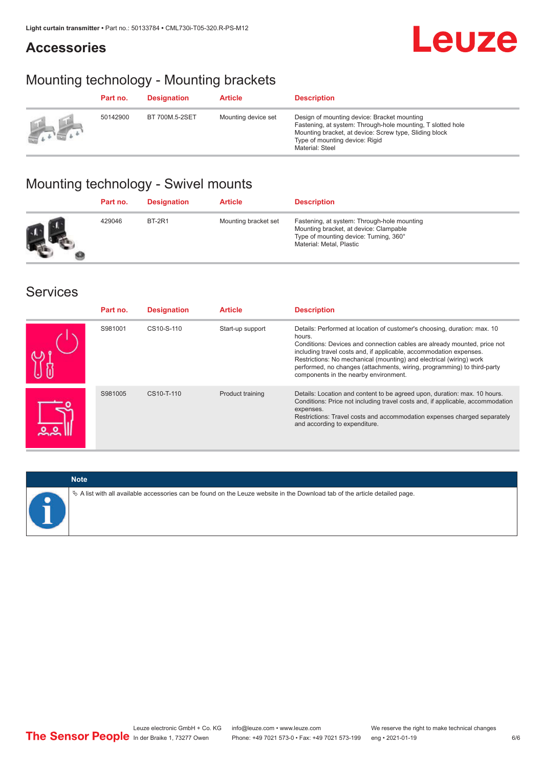## Accessories

### Mounting technology - Mounting brackets

| | Part no. | Designation | Article | Description |
|---|---|---|---|---|
| | 50142900 | BT 700M.5-2SET | Mounting device set | Design of mounting device: Bracket mounting<br>Fastening, at system: Through-hole mounting, T slotted hole<br>Mounting bracket, at device: Screw type, Sliding block<br>Type of mounting device: Rigid<br>Material: Steel |

### Mounting technology - Swivel mounts

| | Part no. | Designation | Article | Description |
|---|---|---|---|---|
| | 429046 | BT-2R1 | Mounting bracket set | Fastening, at system: Through-hole mounting<br>Mounting bracket, at device: Clampable<br>Type of mounting device: Turning, 360°<br>Material: Metal, Plastic |

### Services

| | Part no. | Designation | Article | Description |
|---|---|---|---|---|
| | S981001 | CS10-S-110 | Start-up support | Details: Performed at location of customer's choosing, duration: max. 10 hours.<br>Conditions: Devices and connection cables are already mounted, price not including travel costs and, if applicable, accommodation expenses.<br>Restrictions: No mechanical (mounting) and electrical (wiring) work performed, no changes (attachments, wiring, programming) to third-party components in the nearby environment. |
| | S981005 | CS10-T-110 | Product training | Details: Location and content to be agreed upon, duration: max. 10 hours.<br>Conditions: Price not including travel costs and, if applicable, accommodation expenses.<br>Restrictions: Travel costs and accommodation expenses charged separately and according to expenditure. |

**Note**

↳ A list with all available accessories can be found on the Leuze website in the Download tab of the article detailed page.